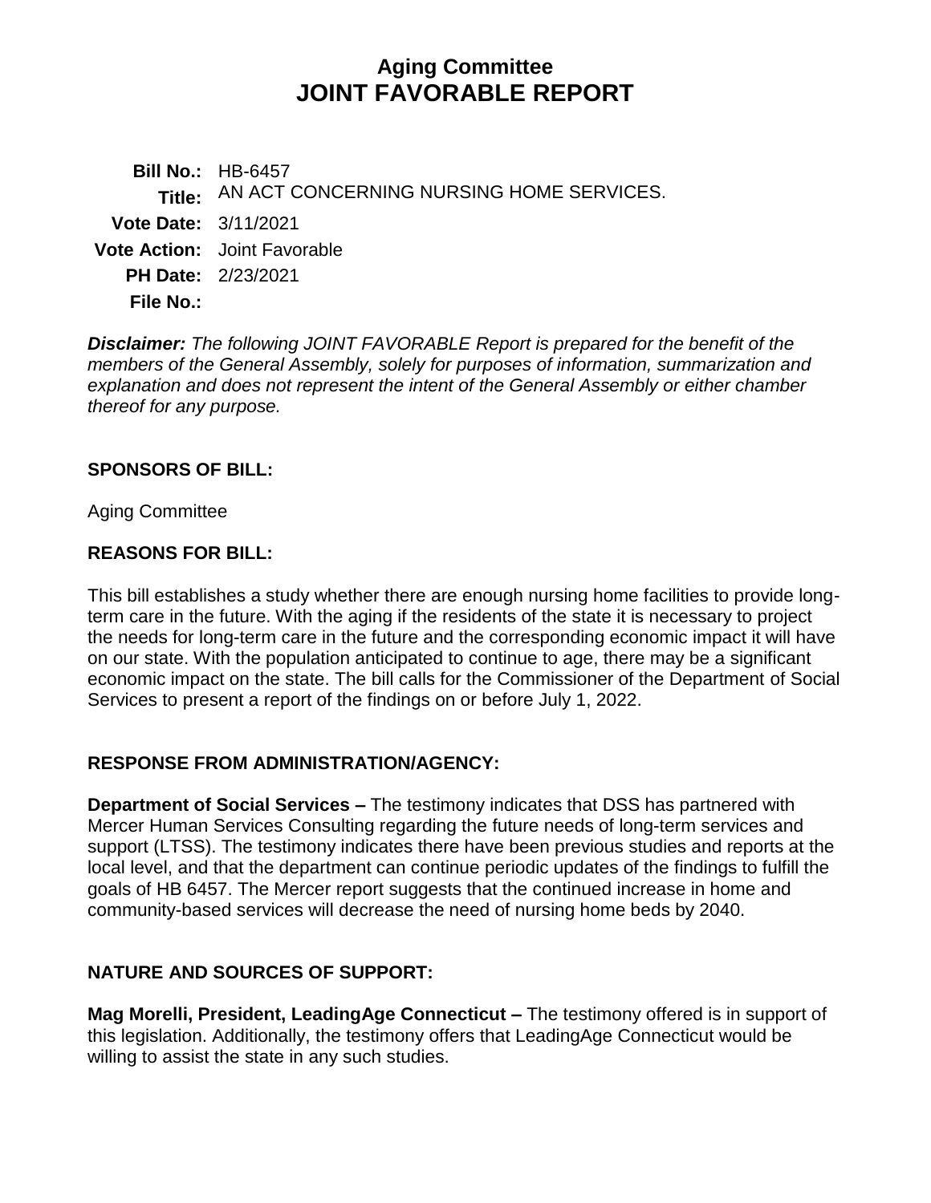# Aging Committee
# JOINT FAVORABLE REPORT

**Bill No.:** HB-6457
**Title:** AN ACT CONCERNING NURSING HOME SERVICES.
**Vote Date:** 3/11/2021
**Vote Action:** Joint Favorable
**PH Date:** 2/23/2021
**File No.:**

***Disclaimer:*** *The following JOINT FAVORABLE Report is prepared for the benefit of the members of the General Assembly, solely for purposes of information, summarization and explanation and does not represent the intent of the General Assembly or either chamber thereof for any purpose.*

## SPONSORS OF BILL:

Aging Committee

## REASONS FOR BILL:

This bill establishes a study whether there are enough nursing home facilities to provide long-term care in the future. With the aging if the residents of the state it is necessary to project the needs for long-term care in the future and the corresponding economic impact it will have on our state. With the population anticipated to continue to age, there may be a significant economic impact on the state. The bill calls for the Commissioner of the Department of Social Services to present a report of the findings on or before July 1, 2022.

## RESPONSE FROM ADMINISTRATION/AGENCY:

**Department of Social Services –** The testimony indicates that DSS has partnered with Mercer Human Services Consulting regarding the future needs of long-term services and support (LTSS). The testimony indicates there have been previous studies and reports at the local level, and that the department can continue periodic updates of the findings to fulfill the goals of HB 6457. The Mercer report suggests that the continued increase in home and community-based services will decrease the need of nursing home beds by 2040.

## NATURE AND SOURCES OF SUPPORT:

**Mag Morelli, President, LeadingAge Connecticut –** The testimony offered is in support of this legislation. Additionally, the testimony offers that LeadingAge Connecticut would be willing to assist the state in any such studies.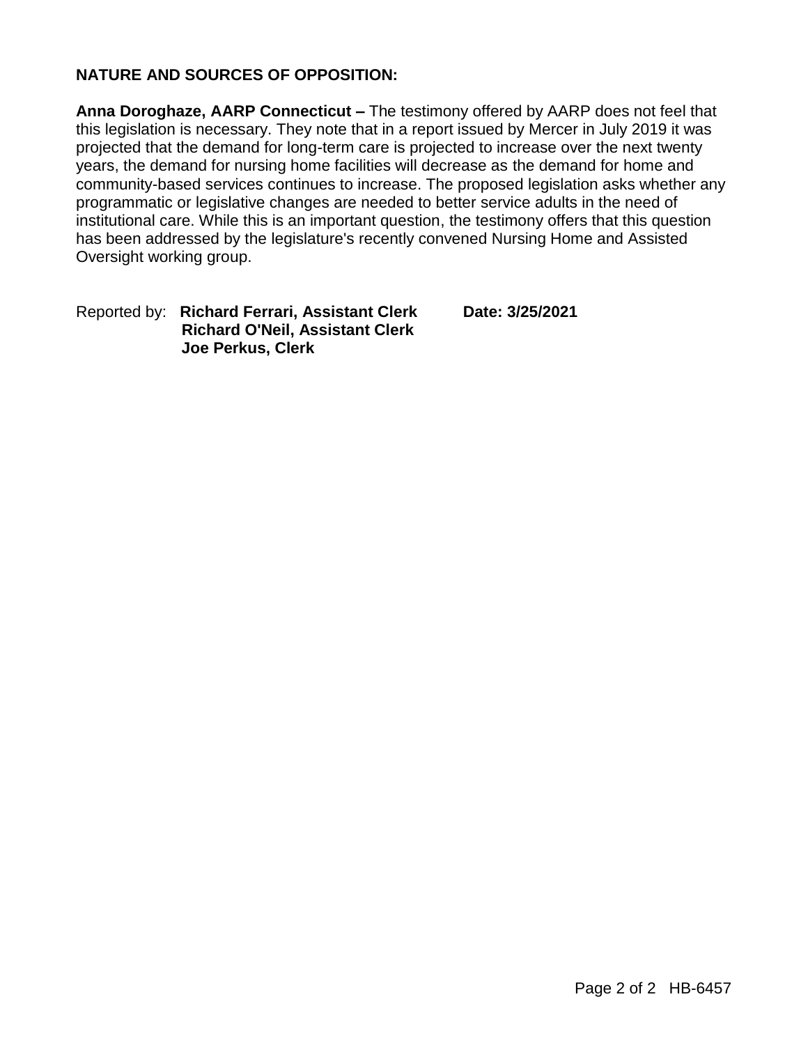**NATURE AND SOURCES OF OPPOSITION:**

**Anna Doroghaze, AARP Connecticut –** The testimony offered by AARP does not feel that this legislation is necessary. They note that in a report issued by Mercer in July 2019 it was projected that the demand for long-term care is projected to increase over the next twenty years, the demand for nursing home facilities will decrease as the demand for home and community-based services continues to increase. The proposed legislation asks whether any programmatic or legislative changes are needed to better service adults in the need of institutional care. While this is an important question, the testimony offers that this question has been addressed by the legislature's recently convened Nursing Home and Assisted Oversight working group.

Reported by: **Richard Ferrari, Assistant Clerk**
**Richard O'Neil, Assistant Clerk**
**Joe Perkus, Clerk**

**Date: 3/25/2021**